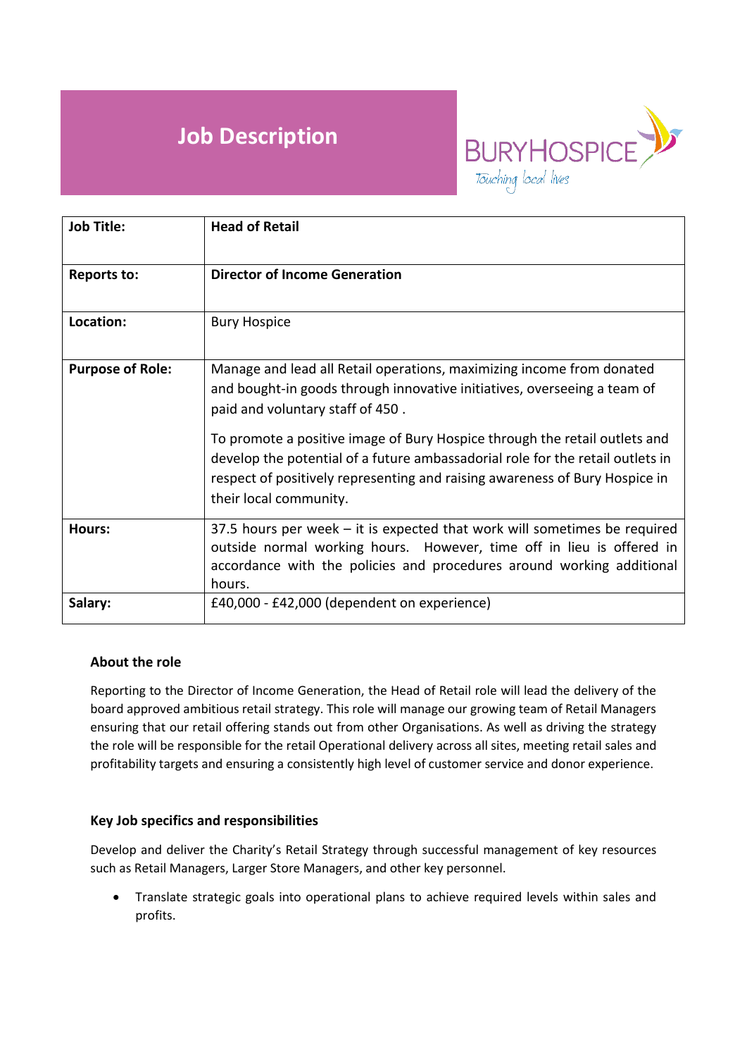# Job Description

BURYHOSPICE
Touching local lives

| Job Title: | **Head of Retail** |
|---|---|
| **Reports to:** | **Director of Income Generation** |
| **Location:** | Bury Hospice |
| **Purpose of Role:** | Manage and lead all Retail operations, maximizing income from donated and bought-in goods through innovative initiatives, overseeing a team of paid and voluntary staff of 450 .<br><br>To promote a positive image of Bury Hospice through the retail outlets and develop the potential of a future ambassadorial role for the retail outlets in respect of positively representing and raising awareness of Bury Hospice in their local community. |
| **Hours:** | 37.5 hours per week – it is expected that work will sometimes be required outside normal working hours. However, time off in lieu is offered in accordance with the policies and procedures around working additional hours. |
| **Salary:** | £40,000 - £42,000 (dependent on experience) |

### About the role

Reporting to the Director of Income Generation, the Head of Retail role will lead the delivery of the board approved ambitious retail strategy. This role will manage our growing team of Retail Managers ensuring that our retail offering stands out from other Organisations. As well as driving the strategy the role will be responsible for the retail Operational delivery across all sites, meeting retail sales and profitability targets and ensuring a consistently high level of customer service and donor experience.

### Key Job specifics and responsibilities

Develop and deliver the Charity's Retail Strategy through successful management of key resources such as Retail Managers, Larger Store Managers, and other key personnel.

- Translate strategic goals into operational plans to achieve required levels within sales and profits.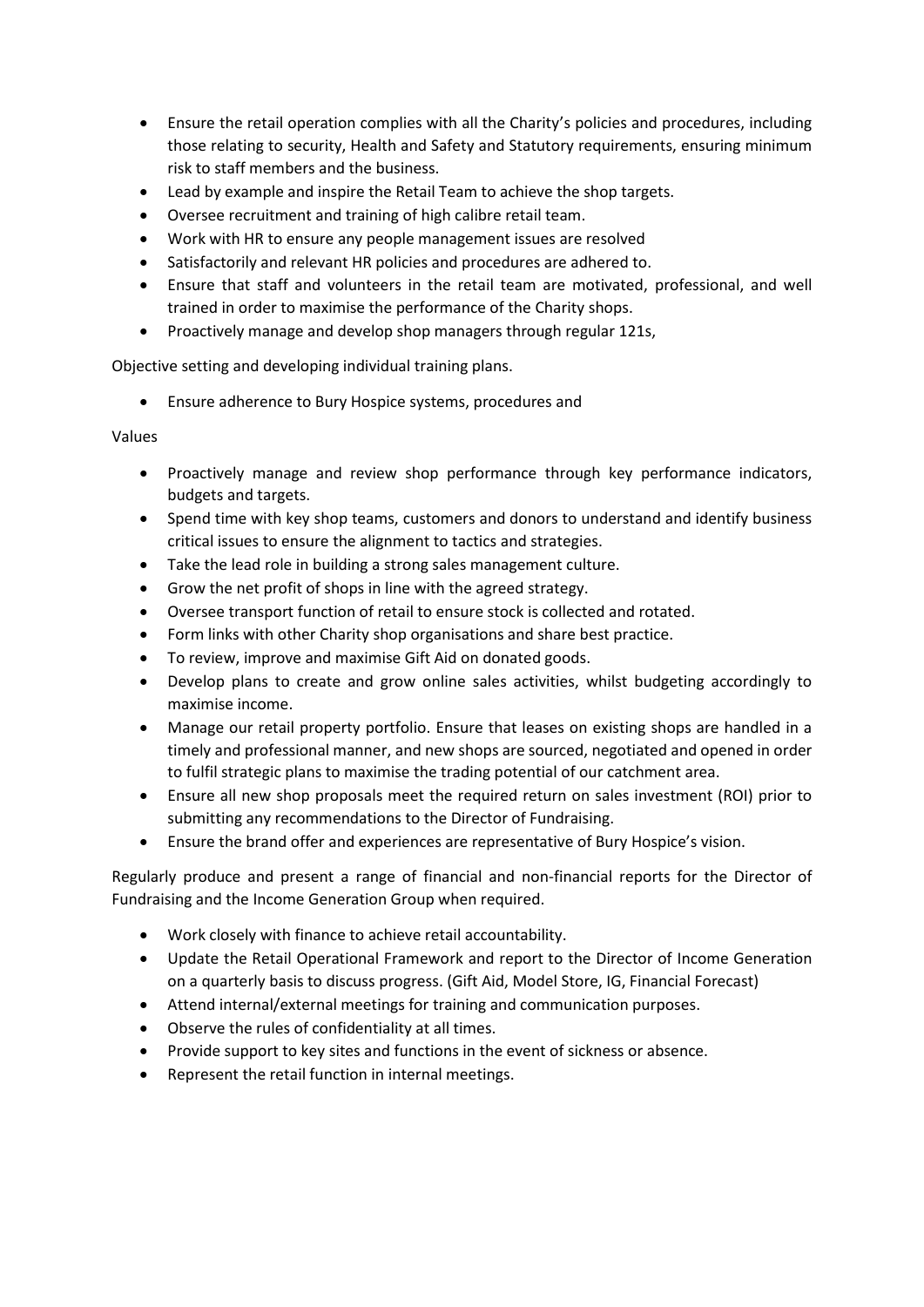- Ensure the retail operation complies with all the Charity's policies and procedures, including those relating to security, Health and Safety and Statutory requirements, ensuring minimum risk to staff members and the business.
- Lead by example and inspire the Retail Team to achieve the shop targets.
- Oversee recruitment and training of high calibre retail team.
- Work with HR to ensure any people management issues are resolved
- Satisfactorily and relevant HR policies and procedures are adhered to.
- Ensure that staff and volunteers in the retail team are motivated, professional, and well trained in order to maximise the performance of the Charity shops.
- Proactively manage and develop shop managers through regular 121s,

Objective setting and developing individual training plans.

- Ensure adherence to Bury Hospice systems, procedures and

Values

- Proactively manage and review shop performance through key performance indicators, budgets and targets.
- Spend time with key shop teams, customers and donors to understand and identify business critical issues to ensure the alignment to tactics and strategies.
- Take the lead role in building a strong sales management culture.
- Grow the net profit of shops in line with the agreed strategy.
- Oversee transport function of retail to ensure stock is collected and rotated.
- Form links with other Charity shop organisations and share best practice.
- To review, improve and maximise Gift Aid on donated goods.
- Develop plans to create and grow online sales activities, whilst budgeting accordingly to maximise income.
- Manage our retail property portfolio. Ensure that leases on existing shops are handled in a timely and professional manner, and new shops are sourced, negotiated and opened in order to fulfil strategic plans to maximise the trading potential of our catchment area.
- Ensure all new shop proposals meet the required return on sales investment (ROI) prior to submitting any recommendations to the Director of Fundraising.
- Ensure the brand offer and experiences are representative of Bury Hospice's vision.

Regularly produce and present a range of financial and non-financial reports for the Director of Fundraising and the Income Generation Group when required.

- Work closely with finance to achieve retail accountability.
- Update the Retail Operational Framework and report to the Director of Income Generation on a quarterly basis to discuss progress. (Gift Aid, Model Store, IG, Financial Forecast)
- Attend internal/external meetings for training and communication purposes.
- Observe the rules of confidentiality at all times.
- Provide support to key sites and functions in the event of sickness or absence.
- Represent the retail function in internal meetings.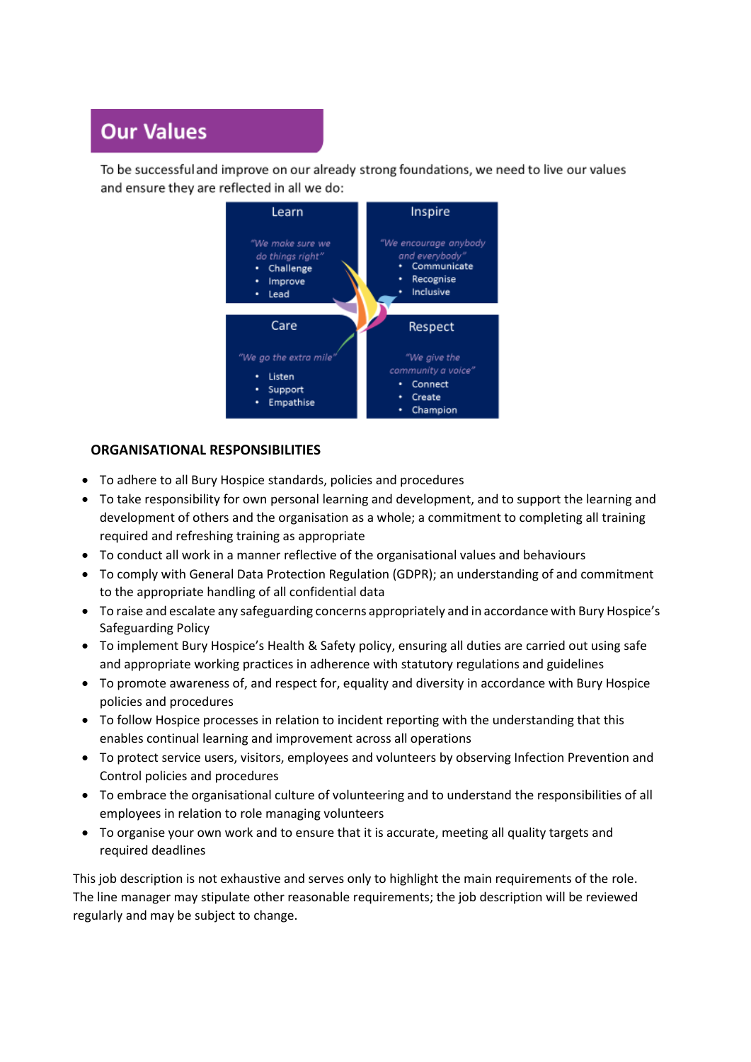## Our Values

To be successful and improve on our already strong foundations, we need to live our values and ensure they are reflected in all we do:

| Learn | Inspire |
|---|---|
| *"We make sure we do things right"* <br> • Challenge <br> • Improve <br> • Lead | *"We encourage anybody and everybody"* <br> • Communicate <br> • Recognise <br> • Inclusive |
| **Care** | **Respect** |
| *"We go the extra mile"* <br> • Listen <br> • Support <br> • Empathise | *"We give the community a voice"* <br> • Connect <br> • Create <br> • Champion |

**ORGANISATIONAL RESPONSIBILITIES**

- To adhere to all Bury Hospice standards, policies and procedures
- To take responsibility for own personal learning and development, and to support the learning and development of others and the organisation as a whole; a commitment to completing all training required and refreshing training as appropriate
- To conduct all work in a manner reflective of the organisational values and behaviours
- To comply with General Data Protection Regulation (GDPR); an understanding of and commitment to the appropriate handling of all confidential data
- To raise and escalate any safeguarding concerns appropriately and in accordance with Bury Hospice's Safeguarding Policy
- To implement Bury Hospice's Health & Safety policy, ensuring all duties are carried out using safe and appropriate working practices in adherence with statutory regulations and guidelines
- To promote awareness of, and respect for, equality and diversity in accordance with Bury Hospice policies and procedures
- To follow Hospice processes in relation to incident reporting with the understanding that this enables continual learning and improvement across all operations
- To protect service users, visitors, employees and volunteers by observing Infection Prevention and Control policies and procedures
- To embrace the organisational culture of volunteering and to understand the responsibilities of all employees in relation to role managing volunteers
- To organise your own work and to ensure that it is accurate, meeting all quality targets and required deadlines

This job description is not exhaustive and serves only to highlight the main requirements of the role. The line manager may stipulate other reasonable requirements; the job description will be reviewed regularly and may be subject to change.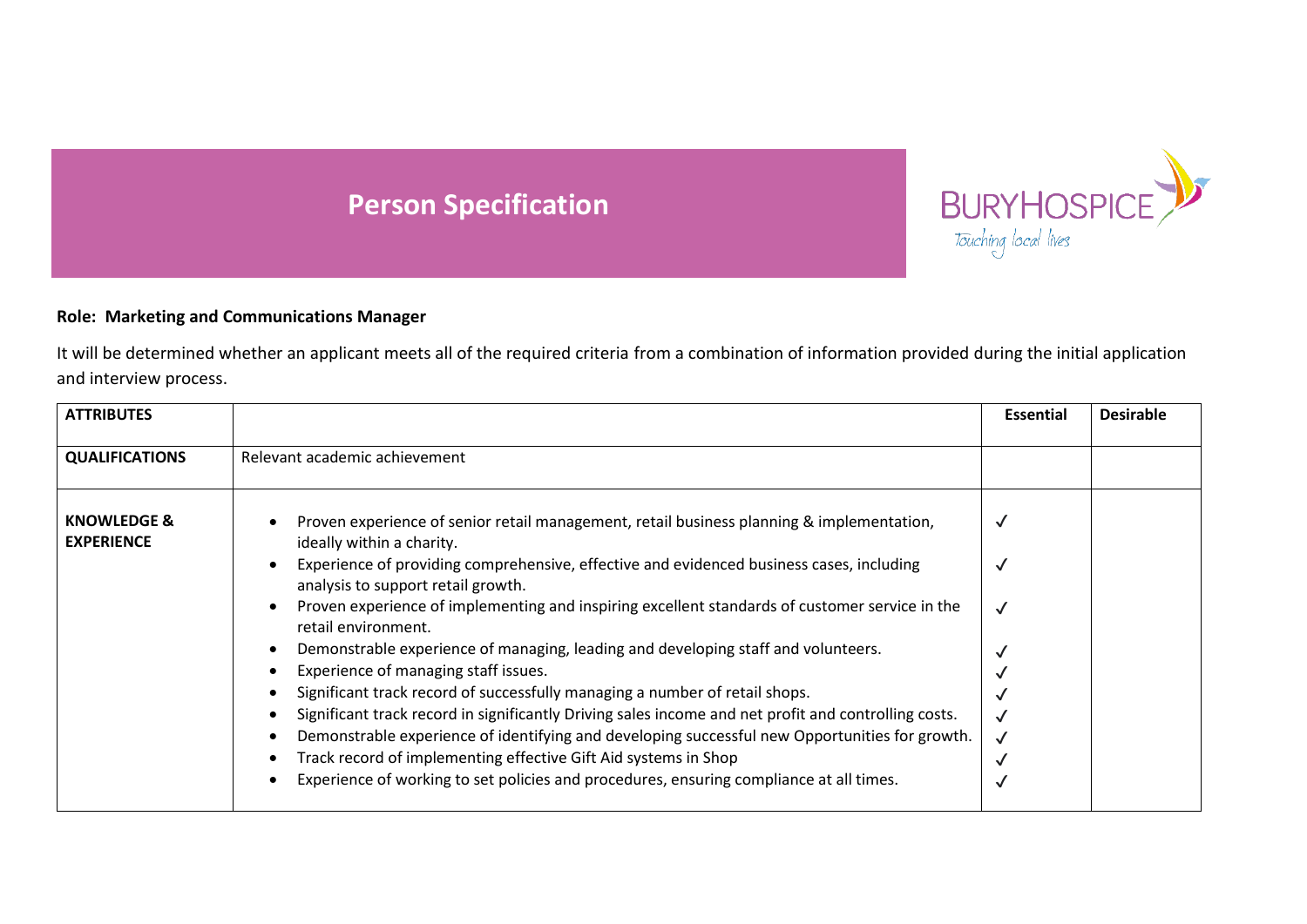# Person Specification

BURY HOSPICE
*Touching local lives*

**Role: Marketing and Communications Manager**

It will be determined whether an applicant meets all of the required criteria from a combination of information provided during the initial application and interview process.

| ATTRIBUTES | | Essential | Desirable |
|---|---|---|---|
| QUALIFICATIONS | Relevant academic achievement | | |
| KNOWLEDGE & EXPERIENCE | • Proven experience of senior retail management, retail business planning & implementation, ideally within a charity. | ✓ | |
| | • Experience of providing comprehensive, effective and evidenced business cases, including analysis to support retail growth. | ✓ | |
| | • Proven experience of implementing and inspiring excellent standards of customer service in the retail environment. | ✓ | |
| | • Demonstrable experience of managing, leading and developing staff and volunteers. | ✓ | |
| | • Experience of managing staff issues. | ✓ | |
| | • Significant track record of successfully managing a number of retail shops. | ✓ | |
| | • Significant track record in significantly Driving sales income and net profit and controlling costs. | ✓ | |
| | • Demonstrable experience of identifying and developing successful new Opportunities for growth. | ✓ | |
| | • Track record of implementing effective Gift Aid systems in Shop | ✓ | |
| | • Experience of working to set policies and procedures, ensuring compliance at all times. | ✓ | |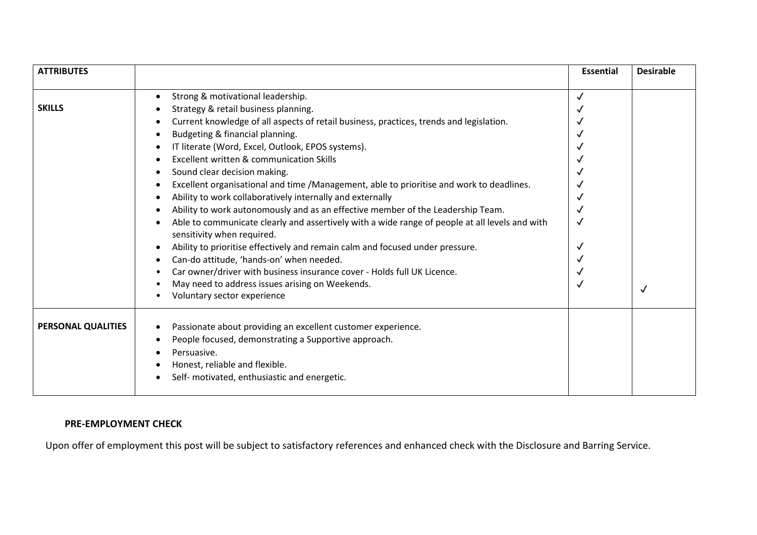| ATTRIBUTES | | Essential | Desirable |
|---|---|---|---|
| SKILLS | Strong & motivational leadership. | ✓ | |
| | Strategy & retail business planning. | ✓ | |
| | Current knowledge of all aspects of retail business, practices, trends and legislation. | ✓ | |
| | Budgeting & financial planning. | ✓ | |
| | IT literate (Word, Excel, Outlook, EPOS systems). | ✓ | |
| | Excellent written & communication Skills | ✓ | |
| | Sound clear decision making. | ✓ | |
| | Excellent organisational and time /Management, able to prioritise and work to deadlines. | ✓ | |
| | Ability to work collaboratively internally and externally | ✓ | |
| | Ability to work autonomously and as an effective member of the Leadership Team. | ✓ | |
| | Able to communicate clearly and assertively with a wide range of people at all levels and with sensitivity when required. | ✓ | |
| | Ability to prioritise effectively and remain calm and focused under pressure. | ✓ | |
| | Can-do attitude, 'hands-on' when needed. | ✓ | |
| | Car owner/driver with business insurance cover - Holds full UK Licence. | ✓ | |
| | May need to address issues arising on Weekends. | ✓ | |
| | Voluntary sector experience | | ✓ |
| PERSONAL QUALITIES | Passionate about providing an excellent customer experience. | | |
| | People focused, demonstrating a Supportive approach. | | |
| | Persuasive. | | |
| | Honest, reliable and flexible. | | |
| | Self- motivated, enthusiastic and energetic. | | |

**PRE-EMPLOYMENT CHECK**

Upon offer of employment this post will be subject to satisfactory references and enhanced check with the Disclosure and Barring Service.